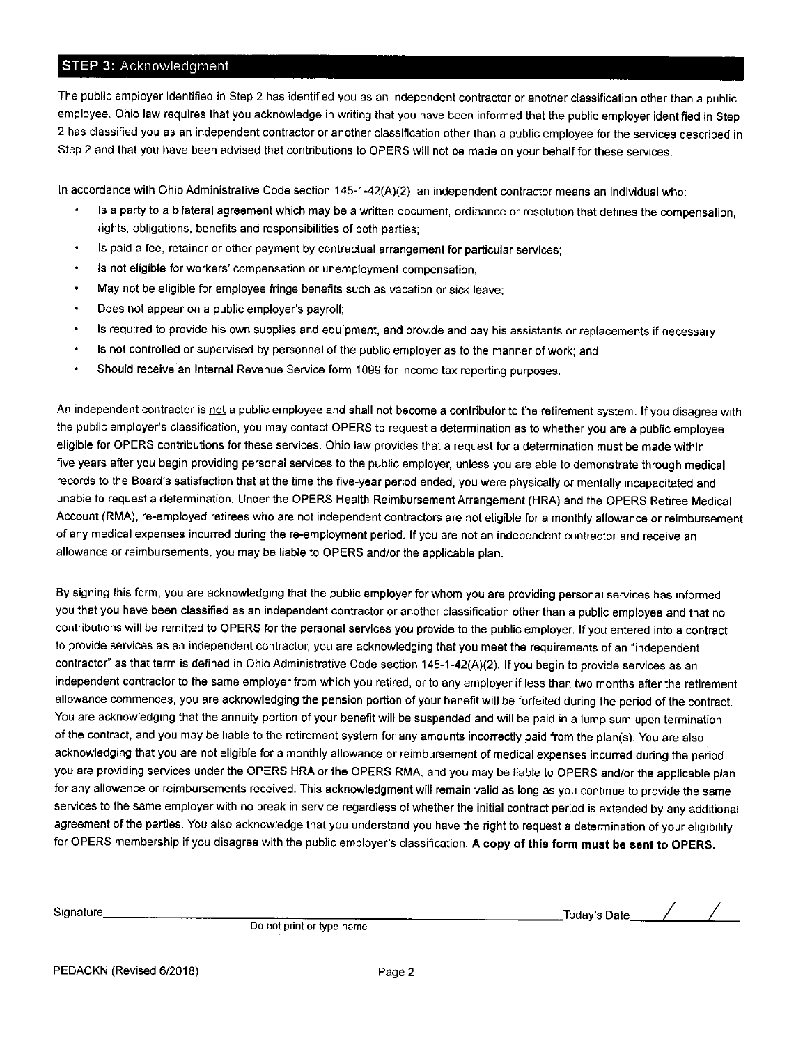## STEP 3: Acknowledgment

The public employer identified in Step 2 has identified you as an independent contractor or another classification other than a public employee. Ohio law requires that you acknowledge in writing that you have been informed that the public employer identified in Step 2 has classified you as an independent contractor or another classification other than a public employee for the services described in Step 2 and that you have been advised that contributions to OPERS will not be made on your behalf for these services.

In accordance with Ohio Administrative Code section 145-1-42(A)(2), an independent contractor means an individual who:

- Is a party to a bilateral agreement which may be a written document, ordinance or resolution that defines the compensation, rights, obligations, benefits and responsibilities of both parties;
- Is paid a fee, retainer or other payment by contractual arrangement for particular services;
- Is not eligible for workers' compensation or unemployment compensation;
- May not be eligible for employee fringe benefits such as vacation or sick leave;
- Does not appear on a public employer's payroll;
- Is required to provide his own supplies and equipment, and provide and pay his assistants or replacements if necessary;
- Is not controlled or supervised by personnel of the public employer as to the manner of work; and
- Should receive an Internal Revenue Service form 1099 for income tax reporting purposes.

An independent contractor is not a public employee and shall not become a contributor to the retirement system. If you disagree with the public employer's classification, you may contact OPERS to request a determination as to whether you are a public employee eligible for OPERS contributions for these services. Ohio law provides that a request for a determination must be made within five years after you begin providing personal services to the public employer, unless you are able to demonstrate through medical records to the Board's satisfaction that at the time the five-year period ended, you were physically or mentally incapacitated and unable to request a determination. Under the OPERS Health Reimbursement Arrangement (HRA) and the OPERS Retiree Medical Account (RMA), re-employed retirees who are not independent contractors are not eligible for a monthly allowance or reimbursement of any medical expenses incurred during the re-employment period. If you are not an independent contractor and receive an allowance or reimbursements, you may be liable to OPERS and/or the applicable plan.

By signing this form, you are acknowledging that the public employer for whom you are providing personal services has informed you that you have been classified as an independent contractor or another classification other than a public employee and that no contributions will be remitted to OPERS for the personal services you provide to the public employer. If you entered into a contract to provide services as an independent contractor, you are acknowledging that you meet the requirements of an "independent contractor" as that term is defined in Ohio Administrative Code section 145-1-42(A)(2). If you begin to provide services as an independent contractor to the same employer from which you retired, or to any employer if less than two months after the retirement allowance commences, you are acknowledging the pension portion of your benefit will be forfeited during the period of the contract. You are acknowledging that the annuity portion of your benefit will be suspended and will be paid in a lump sum upon termination of the contract, and you may be liable to the retirement system for any amounts incorrectly paid from the plan(s). You are also acknowledging that you are not eligible for a monthly allowance or reimbursement of medical expenses incurred during the period you are providing services under the OPERS HRA or the OPERS RMA, and you may be liable to OPERS and/or the applicable plan for any allowance or reimbursements received. This acknowledgment will remain valid as long as you continue to provide the same services to the same employer with no break in service regardless of whether the initial contract period is extended by any additional agreement of the parties. You also acknowledge that you understand you have the right to request a determination of your eligibility for OPERS membership if you disagree with the public employer's classification. **A copy of this form must be sent to OPERS.**

Signature\_\_\_\_\_\_\_\_\_\_\_\_\_\_\_\_\_\_\_\_\_\_\_\_\_\_\_\_\_\_\_\_\_\_\_\_\_\_\_\_ Today's Date\_\_\_\_/\_\_\_\_/\_\_\_\_

Do not print or type name

PEDACKN (Revised 6/2018)